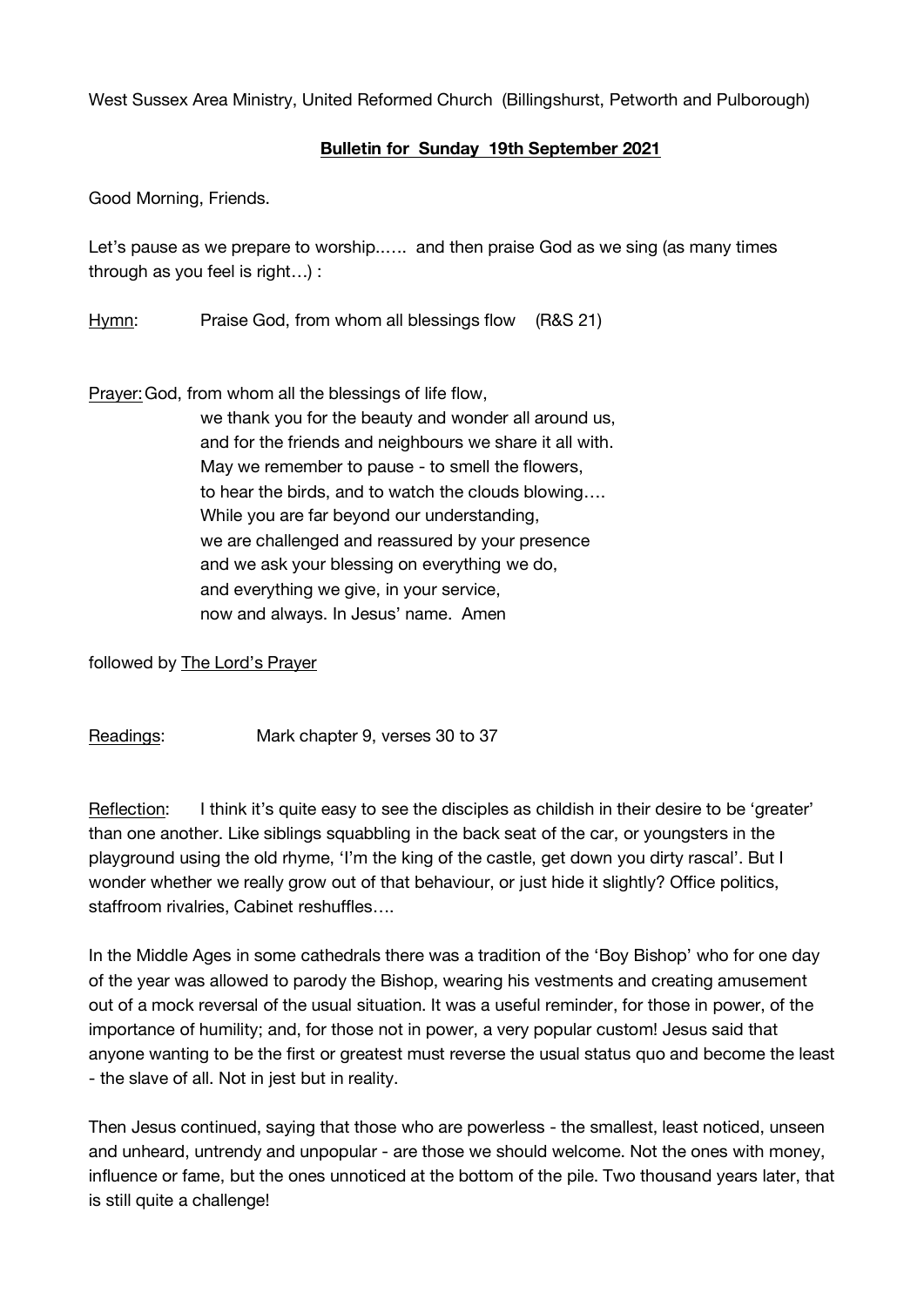West Sussex Area Ministry, United Reformed Church (Billingshurst, Petworth and Pulborough)

**Bulletin for Sunday 19th September 2021**

Good Morning, Friends.

Let's pause as we prepare to worship...... and then praise God as we sing (as many times through as you feel is right…) :

Hymn: Praise God, from whom all blessings flow (R&S 21)

Prayer: God, from whom all the blessings of life flow,
we thank you for the beauty and wonder all around us,
and for the friends and neighbours we share it all with.
May we remember to pause - to smell the flowers,
to hear the birds, and to watch the clouds blowing….
While you are far beyond our understanding,
we are challenged and reassured by your presence
and we ask your blessing on everything we do,
and everything we give, in your service,
now and always. In Jesus' name. Amen

followed by The Lord's Prayer

Readings: Mark chapter 9, verses 30 to 37

Reflection: I think it's quite easy to see the disciples as childish in their desire to be 'greater' than one another. Like siblings squabbling in the back seat of the car, or youngsters in the playground using the old rhyme, 'I'm the king of the castle, get down you dirty rascal'. But I wonder whether we really grow out of that behaviour, or just hide it slightly? Office politics, staffroom rivalries, Cabinet reshuffles….

In the Middle Ages in some cathedrals there was a tradition of the 'Boy Bishop' who for one day of the year was allowed to parody the Bishop, wearing his vestments and creating amusement out of a mock reversal of the usual situation. It was a useful reminder, for those in power, of the importance of humility; and, for those not in power, a very popular custom! Jesus said that anyone wanting to be the first or greatest must reverse the usual status quo and become the least - the slave of all. Not in jest but in reality.

Then Jesus continued, saying that those who are powerless - the smallest, least noticed, unseen and unheard, untrendy and unpopular - are those we should welcome. Not the ones with money, influence or fame, but the ones unnoticed at the bottom of the pile. Two thousand years later, that is still quite a challenge!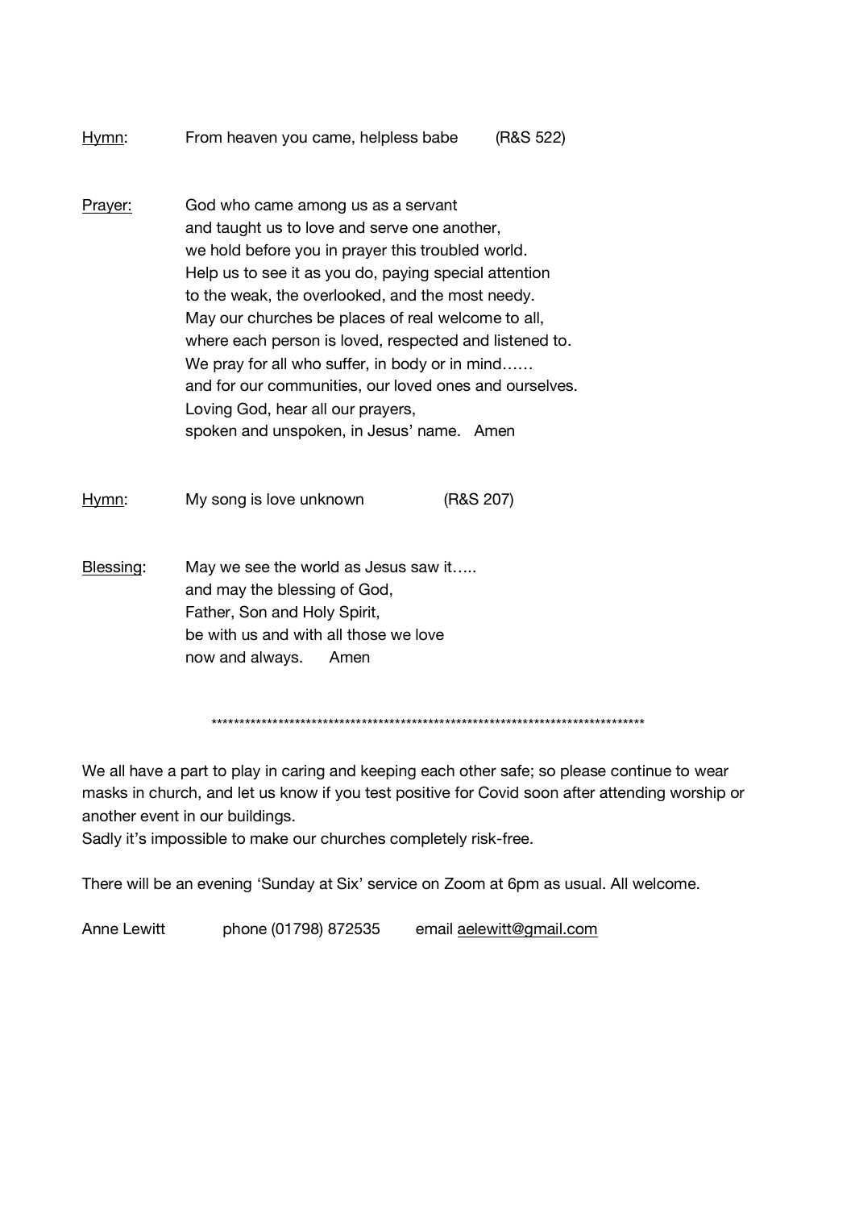<u>Hymn</u>: From heaven you came, helpless babe (R&S 522)

<u>Prayer:</u> God who came among us as a servant
and taught us to love and serve one another,
we hold before you in prayer this troubled world.
Help us to see it as you do, paying special attention
to the weak, the overlooked, and the most needy.
May our churches be places of real welcome to all,
where each person is loved, respected and listened to.
We pray for all who suffer, in body or in mind……
and for our communities, our loved ones and ourselves.
Loving God, hear all our prayers,
spoken and unspoken, in Jesus' name. Amen

<u>Hymn</u>: My song is love unknown (R&S 207)

<u>Blessing</u>: May we see the world as Jesus saw it…..
and may the blessing of God,
Father, Son and Holy Spirit,
be with us and with all those we love
now and always. Amen

********************************************************************************

We all have a part to play in caring and keeping each other safe; so please continue to wear masks in church, and let us know if you test positive for Covid soon after attending worship or another event in our buildings.
Sadly it's impossible to make our churches completely risk-free.

There will be an evening 'Sunday at Six' service on Zoom at 6pm as usual. All welcome.

Anne Lewitt phone (01798) 872535 email aelewitt@gmail.com